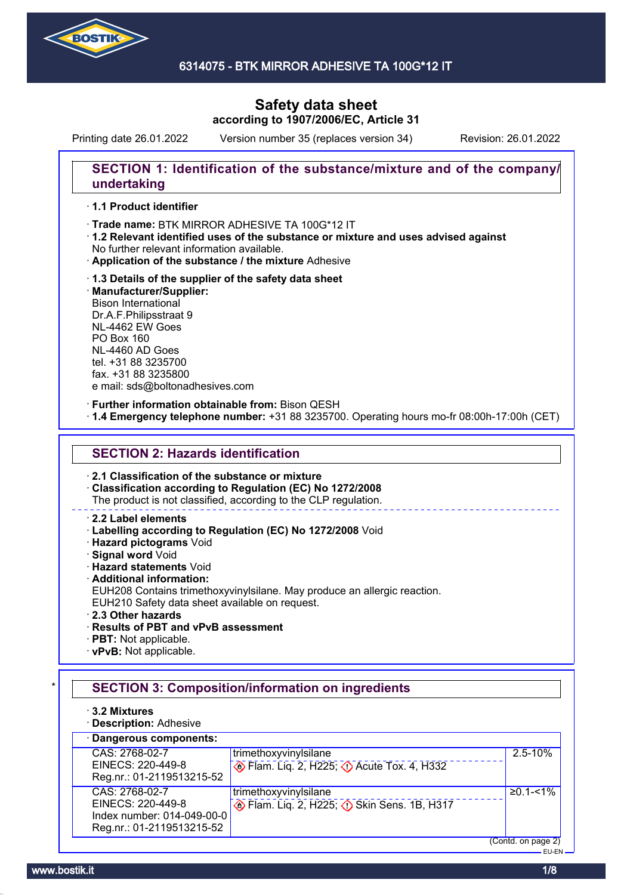# 6314075 - BTK MIRROR ADHESIVE TA 100G*12 IT

# Safety data sheet
**according to 1907/2006/EC, Article 31**

Printing date 26.01.2022 Version number 35 (replaces version 34) Revision: 26.01.2022

## SECTION 1: Identification of the substance/mixture and of the company/undertaking

· **1.1 Product identifier**

· **Trade name:** BTK MIRROR ADHESIVE TA 100G*12 IT
· **1.2 Relevant identified uses of the substance or mixture and uses advised against**
No further relevant information available.
· **Application of the substance / the mixture** Adhesive

· **1.3 Details of the supplier of the safety data sheet**
· **Manufacturer/Supplier:**
Bison International
Dr.A.F.Philipsstraat 9
NL-4462 EW Goes
PO Box 160
NL-4460 AD Goes
tel. +31 88 3235700
fax. +31 88 3235800
e mail: sds@boltonadhesives.com

· **Further information obtainable from:** Bison QESH
· **1.4 Emergency telephone number:** +31 88 3235700. Operating hours mo-fr 08:00h-17:00h (CET)

## SECTION 2: Hazards identification

· **2.1 Classification of the substance or mixture**
· **Classification according to Regulation (EC) No 1272/2008**
The product is not classified, according to the CLP regulation.

· **2.2 Label elements**
· **Labelling according to Regulation (EC) No 1272/2008** Void
· **Hazard pictograms** Void
· **Signal word** Void
· **Hazard statements** Void
· **Additional information:**
EUH208 Contains trimethoxyvinylsilane. May produce an allergic reaction.
EUH210 Safety data sheet available on request.
· **2.3 Other hazards**
· **Results of PBT and vPvB assessment**
· **PBT:** Not applicable.
· **vPvB:** Not applicable.

## * SECTION 3: Composition/information on ingredients

· **3.2 Mixtures**
· **Description:** Adhesive

· **Dangerous components:**

| Identifiers | Name / Classification | Concentration |
|---|---|---|
| CAS: 2768-02-7<br>EINECS: 220-449-8<br>Reg.nr.: 01-2119513215-52 | trimethoxyvinylsilane<br>Flam. Liq. 2, H225; Acute Tox. 4, H332 | 2.5-10% |
| CAS: 2768-02-7<br>EINECS: 220-449-8<br>Index number: 014-049-00-0<br>Reg.nr.: 01-2119513215-52 | trimethoxyvinylsilane<br>Flam. Liq. 2, H225; Skin Sens. 1B, H317 | ≥0.1-<1% |

(Contd. on page 2)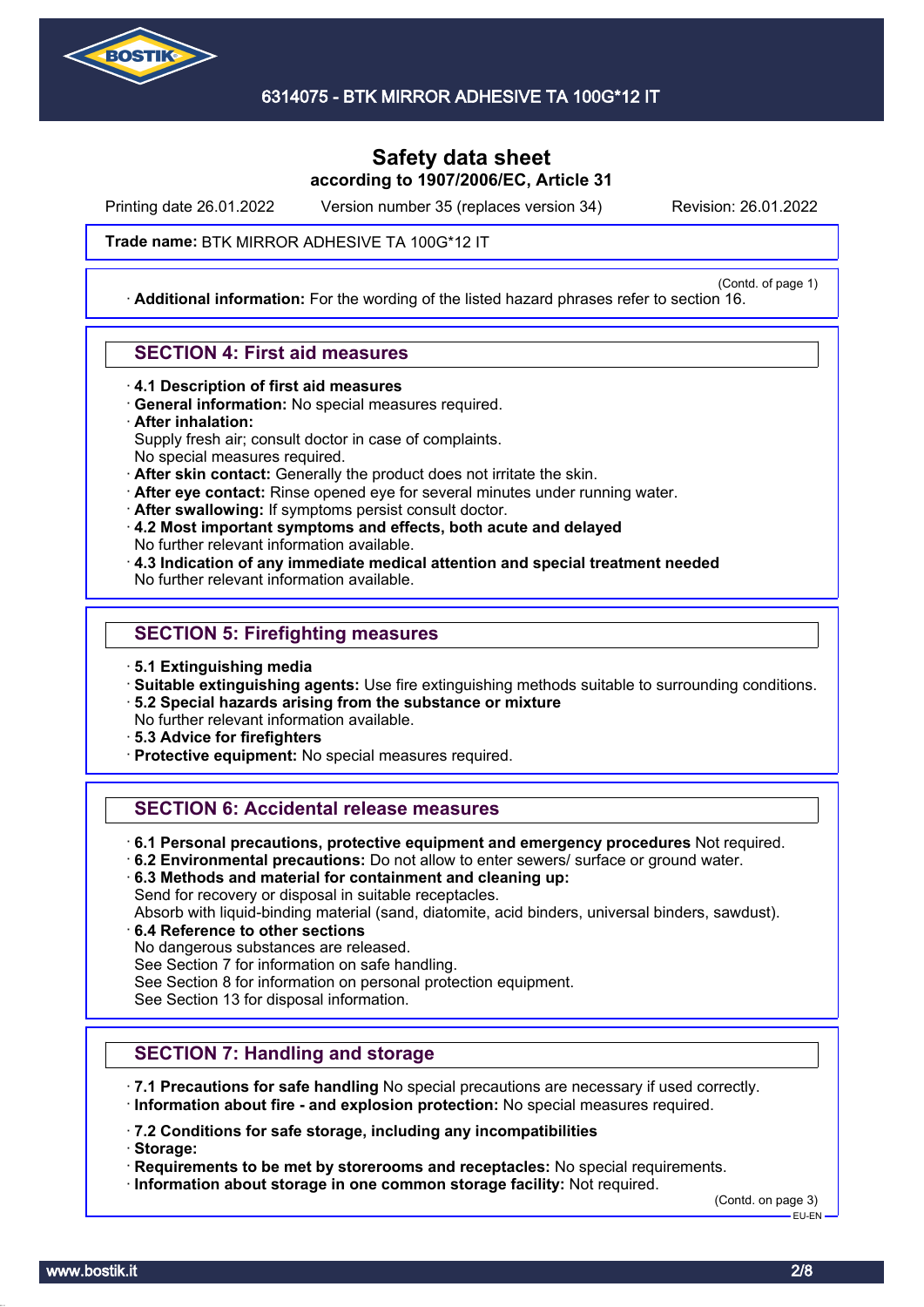# Safety data sheet

**according to 1907/2006/EC, Article 31**

Printing date 26.01.2022 Version number 35 (replaces version 34) Revision: 26.01.2022

**Trade name:** BTK MIRROR ADHESIVE TA 100G*12 IT

(Contd. of page 1)

· **Additional information:** For the wording of the listed hazard phrases refer to section 16.

## SECTION 4: First aid measures

· **4.1 Description of first aid measures**
· **General information:** No special measures required.
· **After inhalation:**
Supply fresh air; consult doctor in case of complaints.
No special measures required.
· **After skin contact:** Generally the product does not irritate the skin.
· **After eye contact:** Rinse opened eye for several minutes under running water.
· **After swallowing:** If symptoms persist consult doctor.
· **4.2 Most important symptoms and effects, both acute and delayed**
No further relevant information available.
· **4.3 Indication of any immediate medical attention and special treatment needed**
No further relevant information available.

## SECTION 5: Firefighting measures

· **5.1 Extinguishing media**
· **Suitable extinguishing agents:** Use fire extinguishing methods suitable to surrounding conditions.
· **5.2 Special hazards arising from the substance or mixture**
No further relevant information available.
· **5.3 Advice for firefighters**
· **Protective equipment:** No special measures required.

## SECTION 6: Accidental release measures

· **6.1 Personal precautions, protective equipment and emergency procedures** Not required.
· **6.2 Environmental precautions:** Do not allow to enter sewers/ surface or ground water.
· **6.3 Methods and material for containment and cleaning up:**
Send for recovery or disposal in suitable receptacles.
Absorb with liquid-binding material (sand, diatomite, acid binders, universal binders, sawdust).
· **6.4 Reference to other sections**
No dangerous substances are released.
See Section 7 for information on safe handling.
See Section 8 for information on personal protection equipment.
See Section 13 for disposal information.

## SECTION 7: Handling and storage

· **7.1 Precautions for safe handling** No special precautions are necessary if used correctly.
· **Information about fire - and explosion protection:** No special measures required.

· **7.2 Conditions for safe storage, including any incompatibilities**
· **Storage:**
· **Requirements to be met by storerooms and receptacles:** No special requirements.
· **Information about storage in one common storage facility:** Not required.

(Contd. on page 3)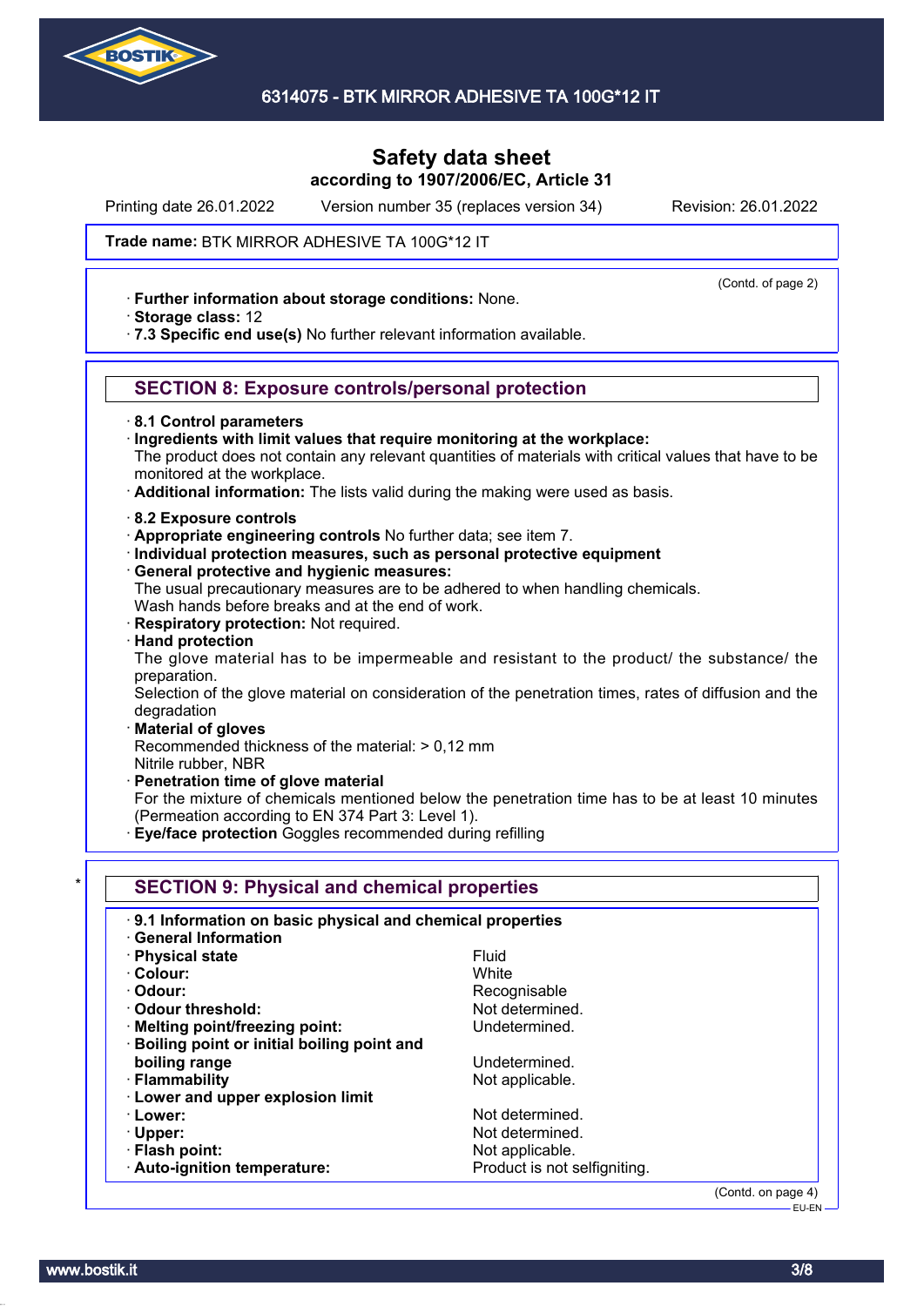# Safety data sheet

**according to 1907/2006/EC, Article 31**

Printing date 26.01.2022 Version number 35 (replaces version 34) Revision: 26.01.2022

**Trade name:** BTK MIRROR ADHESIVE TA 100G*12 IT

(Contd. of page 2)

- **Further information about storage conditions:** None.
- **Storage class:** 12
- **7.3 Specific end use(s)** No further relevant information available.

## SECTION 8: Exposure controls/personal protection

- **8.1 Control parameters**
- **Ingredients with limit values that require monitoring at the workplace:**
  The product does not contain any relevant quantities of materials with critical values that have to be monitored at the workplace.
- **Additional information:** The lists valid during the making were used as basis.

- **8.2 Exposure controls**
- **Appropriate engineering controls** No further data; see item 7.
- **Individual protection measures, such as personal protective equipment**
- **General protective and hygienic measures:**
  The usual precautionary measures are to be adhered to when handling chemicals.
  Wash hands before breaks and at the end of work.
- **Respiratory protection:** Not required.
- **Hand protection**
  The glove material has to be impermeable and resistant to the product/ the substance/ the preparation.
  Selection of the glove material on consideration of the penetration times, rates of diffusion and the degradation
- **Material of gloves**
  Recommended thickness of the material: > 0,12 mm
  Nitrile rubber, NBR
- **Penetration time of glove material**
  For the mixture of chemicals mentioned below the penetration time has to be at least 10 minutes (Permeation according to EN 374 Part 3: Level 1).
- **Eye/face protection** Goggles recommended during refilling

## * SECTION 9: Physical and chemical properties

- **9.1 Information on basic physical and chemical properties**
- **General Information**

| | |
|---|---|
| **Physical state** | Fluid |
| **Colour:** | White |
| **Odour:** | Recognisable |
| **Odour threshold:** | Not determined. |
| **Melting point/freezing point:** | Undetermined. |
| **Boiling point or initial boiling point and boiling range** | Undetermined. |
| **Flammability** | Not applicable. |
| **Lower and upper explosion limit** | |
| **Lower:** | Not determined. |
| **Upper:** | Not determined. |
| **Flash point:** | Not applicable. |
| **Auto-ignition temperature:** | Product is not selfigniting. |

(Contd. on page 4)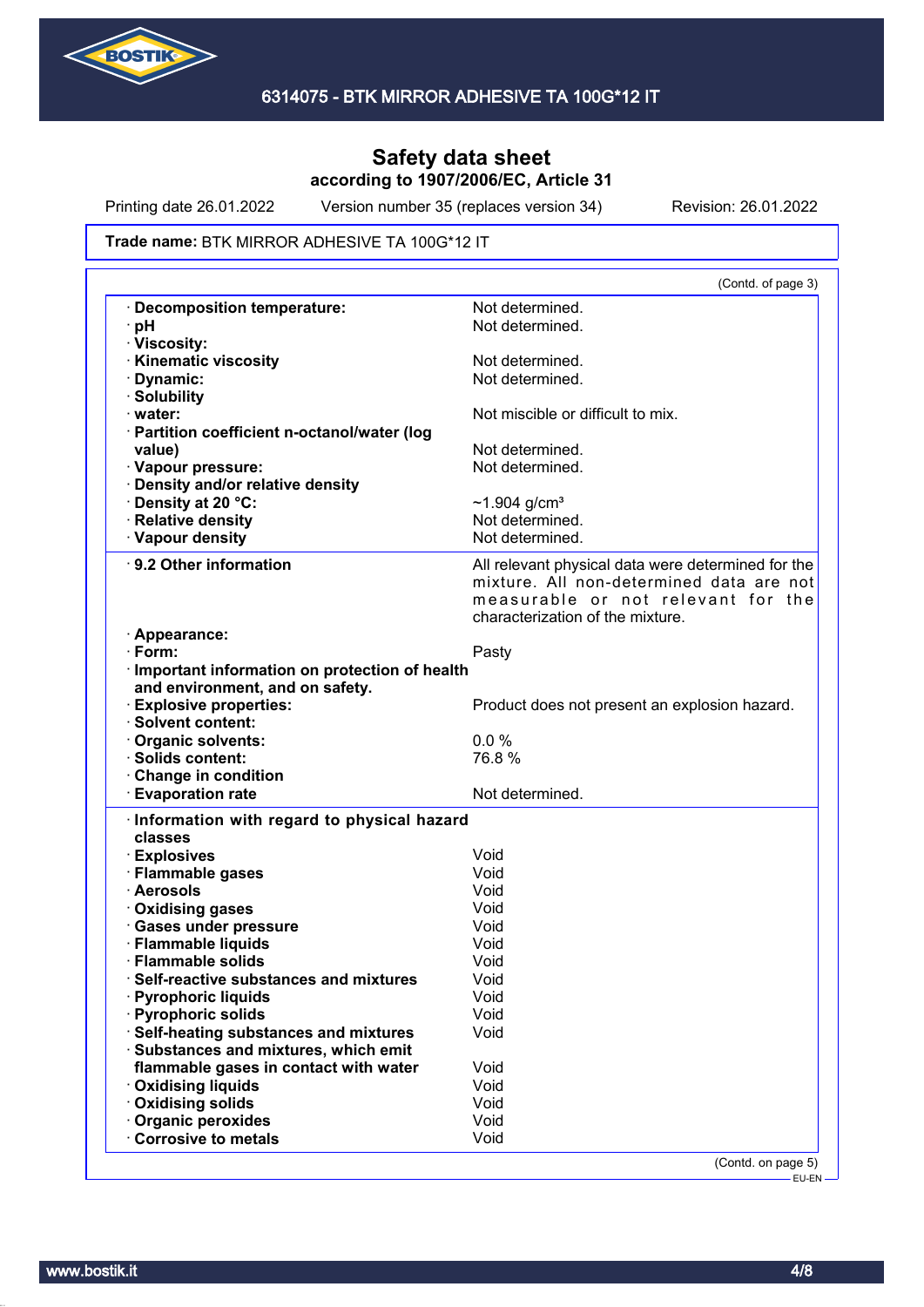# Safety data sheet

**according to 1907/2006/EC, Article 31**

Printing date 26.01.2022 Version number 35 (replaces version 34) Revision: 26.01.2022

**Trade name:** BTK MIRROR ADHESIVE TA 100G*12 IT

(Contd. of page 3)

| | |
|---|---|
| · **Decomposition temperature:** | Not determined. |
| · **pH** | Not determined. |
| · **Viscosity:** | |
| · **Kinematic viscosity** | Not determined. |
| · **Dynamic:** | Not determined. |
| · **Solubility** | |
| · **water:** | Not miscible or difficult to mix. |
| · **Partition coefficient n-octanol/water (log value)** | Not determined. |
| · **Vapour pressure:** | Not determined. |
| · **Density and/or relative density** | |
| · **Density at 20 °C:** | ~1.904 g/cm³ |
| · **Relative density** | Not determined. |
| · **Vapour density** | Not determined. |

| | |
|---|---|
| · **9.2 Other information** | All relevant physical data were determined for the mixture. All non-determined data are not measurable or not relevant for the characterization of the mixture. |
| · **Appearance:** | |
| · **Form:** | Pasty |
| · **Important information on protection of health and environment, and on safety.** | |
| · **Explosive properties:** | Product does not present an explosion hazard. |
| · **Solvent content:** | |
| · **Organic solvents:** | 0.0 % |
| · **Solids content:** | 76.8 % |
| · **Change in condition** | |
| · **Evaporation rate** | Not determined. |

| | |
|---|---|
| · **Information with regard to physical hazard classes** | |
| · **Explosives** | Void |
| · **Flammable gases** | Void |
| · **Aerosols** | Void |
| · **Oxidising gases** | Void |
| · **Gases under pressure** | Void |
| · **Flammable liquids** | Void |
| · **Flammable solids** | Void |
| · **Self-reactive substances and mixtures** | Void |
| · **Pyrophoric liquids** | Void |
| · **Pyrophoric solids** | Void |
| · **Self-heating substances and mixtures** | Void |
| · **Substances and mixtures, which emit flammable gases in contact with water** | Void |
| · **Oxidising liquids** | Void |
| · **Oxidising solids** | Void |
| · **Organic peroxides** | Void |
| · **Corrosive to metals** | Void |

(Contd. on page 5)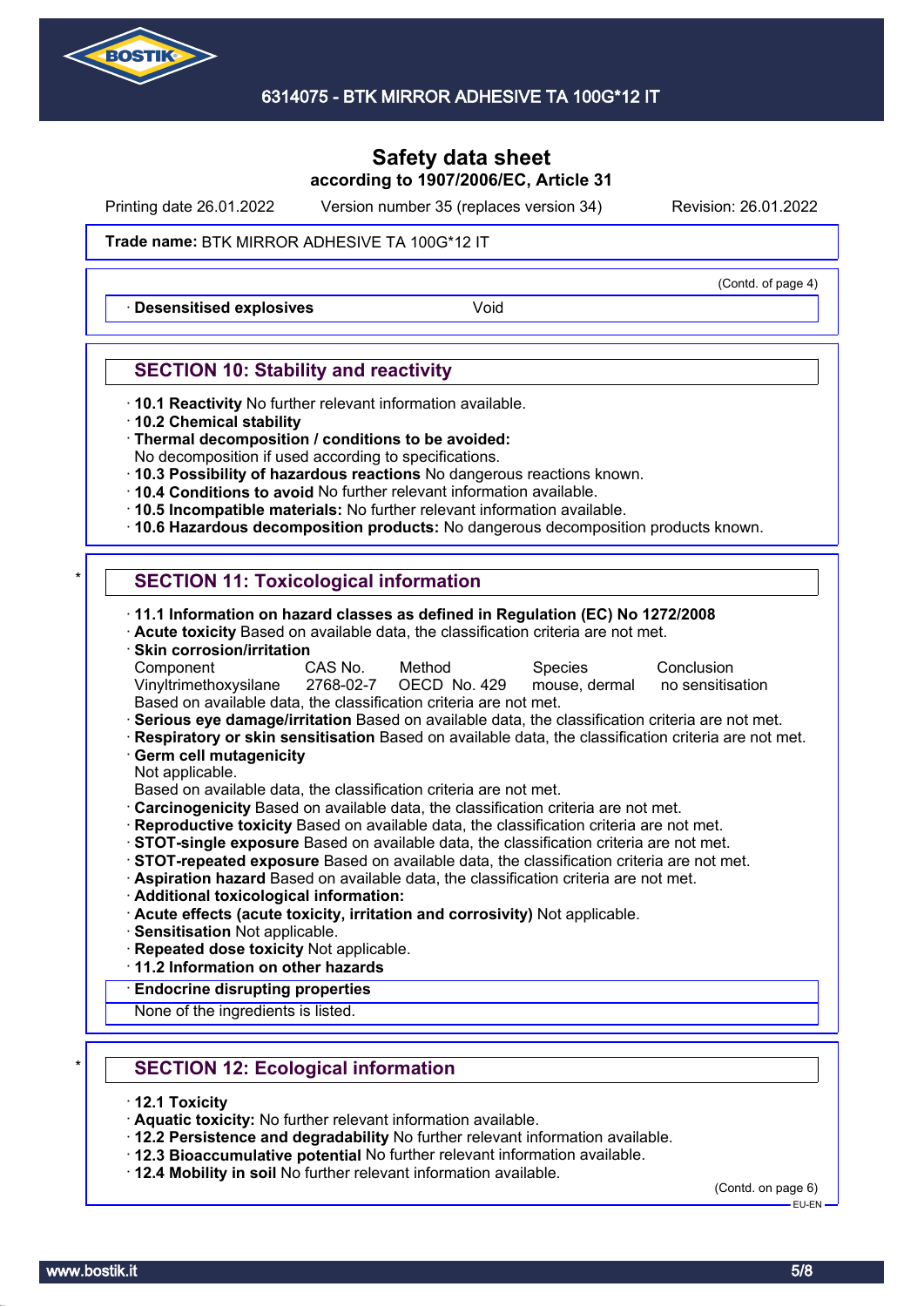## Safety data sheet
### according to 1907/2006/EC, Article 31

Printing date 26.01.2022 Version number 35 (replaces version 34) Revision: 26.01.2022

**Trade name:** BTK MIRROR ADHESIVE TA 100G*12 IT

(Contd. of page 4)

· **Desensitised explosives** Void

## SECTION 10: Stability and reactivity

· **10.1 Reactivity** No further relevant information available.
· **10.2 Chemical stability**
· **Thermal decomposition / conditions to be avoided:**
No decomposition if used according to specifications.
· **10.3 Possibility of hazardous reactions** No dangerous reactions known.
· **10.4 Conditions to avoid** No further relevant information available.
· **10.5 Incompatible materials:** No further relevant information available.
· **10.6 Hazardous decomposition products:** No dangerous decomposition products known.

\*

## SECTION 11: Toxicological information

· **11.1 Information on hazard classes as defined in Regulation (EC) No 1272/2008**
· **Acute toxicity** Based on available data, the classification criteria are not met.
· **Skin corrosion/irritation**

| Component | CAS No. | Method | Species | Conclusion |
|---|---|---|---|---|
| Vinyltrimethoxysilane | 2768-02-7 | OECD No. 429 | mouse, dermal | no sensitisation |

Based on available data, the classification criteria are not met.
· **Serious eye damage/irritation** Based on available data, the classification criteria are not met.
· **Respiratory or skin sensitisation** Based on available data, the classification criteria are not met.
· **Germ cell mutagenicity**
Not applicable.
Based on available data, the classification criteria are not met.
· **Carcinogenicity** Based on available data, the classification criteria are not met.
· **Reproductive toxicity** Based on available data, the classification criteria are not met.
· **STOT-single exposure** Based on available data, the classification criteria are not met.
· **STOT-repeated exposure** Based on available data, the classification criteria are not met.
· **Aspiration hazard** Based on available data, the classification criteria are not met.
· **Additional toxicological information:**
· **Acute effects (acute toxicity, irritation and corrosivity)** Not applicable.
· **Sensitisation** Not applicable.
· **Repeated dose toxicity** Not applicable.
· **11.2 Information on other hazards**
· **Endocrine disrupting properties**
None of the ingredients is listed.

\*

## SECTION 12: Ecological information

· **12.1 Toxicity**
· **Aquatic toxicity:** No further relevant information available.
· **12.2 Persistence and degradability** No further relevant information available.
· **12.3 Bioaccumulative potential** No further relevant information available.
· **12.4 Mobility in soil** No further relevant information available.

(Contd. on page 6)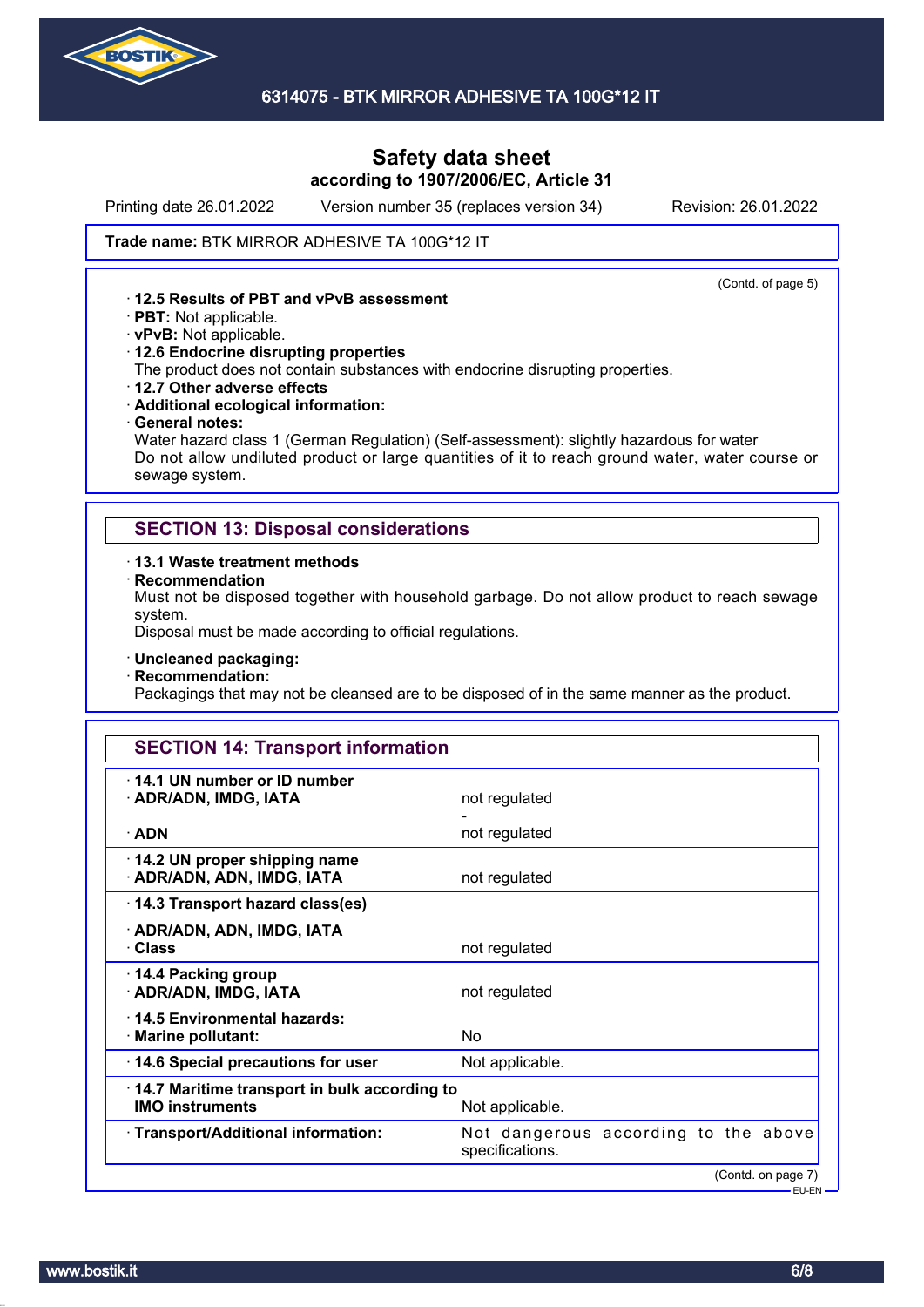Trade name: **BTK MIRROR ADHESIVE TA 100G*12 IT**

(Contd. of page 5)

· **12.5 Results of PBT and vPvB assessment**
· **PBT:** Not applicable.
· **vPvB:** Not applicable.
· **12.6 Endocrine disrupting properties**
The product does not contain substances with endocrine disrupting properties.
· **12.7 Other adverse effects**
· **Additional ecological information:**
· **General notes:**
Water hazard class 1 (German Regulation) (Self-assessment): slightly hazardous for water
Do not allow undiluted product or large quantities of it to reach ground water, water course or sewage system.

## SECTION 13: Disposal considerations

· **13.1 Waste treatment methods**
· **Recommendation**
Must not be disposed together with household garbage. Do not allow product to reach sewage system.
Disposal must be made according to official regulations.

· **Uncleaned packaging:**
· **Recommendation:**
Packagings that may not be cleansed are to be disposed of in the same manner as the product.

## SECTION 14: Transport information

| | |
|---|---|
| · **14.1 UN number or ID number** | |
| · **ADR/ADN, IMDG, IATA** | not regulated |
| | - |
| · **ADN** | not regulated |
| · **14.2 UN proper shipping name** | |
| · **ADR/ADN, ADN, IMDG, IATA** | not regulated |
| · **14.3 Transport hazard class(es)** | |
| · **ADR/ADN, ADN, IMDG, IATA** | |
| · **Class** | not regulated |
| · **14.4 Packing group** | |
| · **ADR/ADN, IMDG, IATA** | not regulated |
| · **14.5 Environmental hazards:** | |
| · **Marine pollutant:** | No |
| · **14.6 Special precautions for user** | Not applicable. |
| · **14.7 Maritime transport in bulk according to IMO instruments** | Not applicable. |
| · **Transport/Additional information:** | Not dangerous according to the above specifications. |

(Contd. on page 7)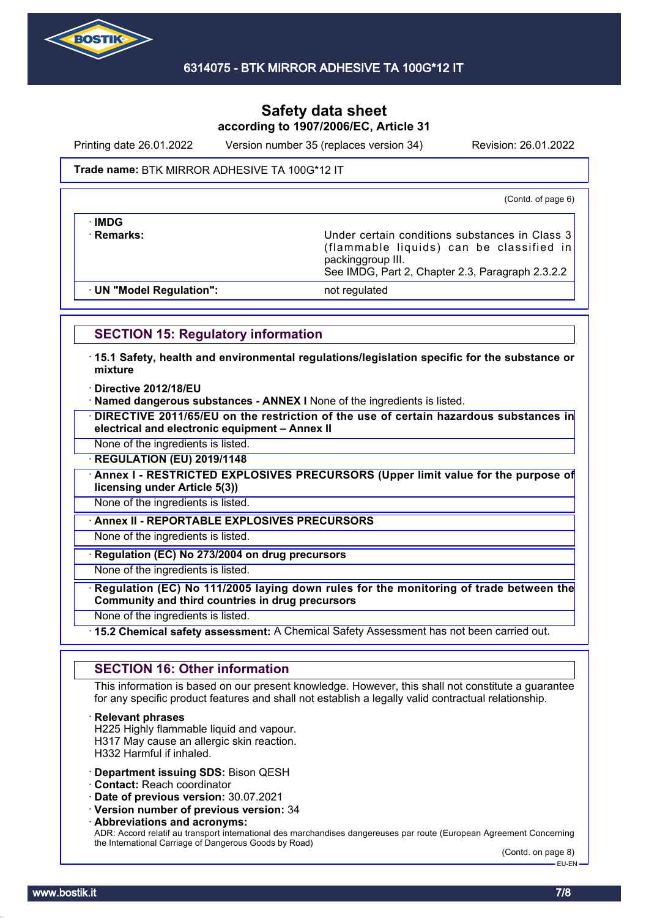**Safety data sheet**
**according to 1907/2006/EC, Article 31**

Printing date 26.01.2022 Version number 35 (replaces version 34) Revision: 26.01.2022

**Trade name:** BTK MIRROR ADHESIVE TA 100G*12 IT

(Contd. of page 6)

| | |
|---|---|
| · **IMDG** | |
| · **Remarks:** | Under certain conditions substances in Class 3 (flammable liquids) can be classified in packinggroup III. See IMDG, Part 2, Chapter 2.3, Paragraph 2.3.2.2 |
| · **UN "Model Regulation":** | not regulated |

## SECTION 15: Regulatory information

· **15.1 Safety, health and environmental regulations/legislation specific for the substance or mixture**

· **Directive 2012/18/EU**
· **Named dangerous substances - ANNEX I** None of the ingredients is listed.

· **DIRECTIVE 2011/65/EU on the restriction of the use of certain hazardous substances in electrical and electronic equipment – Annex II**

None of the ingredients is listed.

· **REGULATION (EU) 2019/1148**

· **Annex I - RESTRICTED EXPLOSIVES PRECURSORS (Upper limit value for the purpose of licensing under Article 5(3))**

None of the ingredients is listed.

· **Annex II - REPORTABLE EXPLOSIVES PRECURSORS**

None of the ingredients is listed.

· **Regulation (EC) No 273/2004 on drug precursors**

None of the ingredients is listed.

· **Regulation (EC) No 111/2005 laying down rules for the monitoring of trade between the Community and third countries in drug precursors**

None of the ingredients is listed.

· **15.2 Chemical safety assessment:** A Chemical Safety Assessment has not been carried out.

## SECTION 16: Other information

This information is based on our present knowledge. However, this shall not constitute a guarantee for any specific product features and shall not establish a legally valid contractual relationship.

· **Relevant phrases**
H225 Highly flammable liquid and vapour.
H317 May cause an allergic skin reaction.
H332 Harmful if inhaled.

· **Department issuing SDS:** Bison QESH
· **Contact:** Reach coordinator
· **Date of previous version:** 30.07.2021
· **Version number of previous version:** 34
· **Abbreviations and acronyms:**
ADR: Accord relatif au transport international des marchandises dangereuses par route (European Agreement Concerning the International Carriage of Dangerous Goods by Road)

(Contd. on page 8)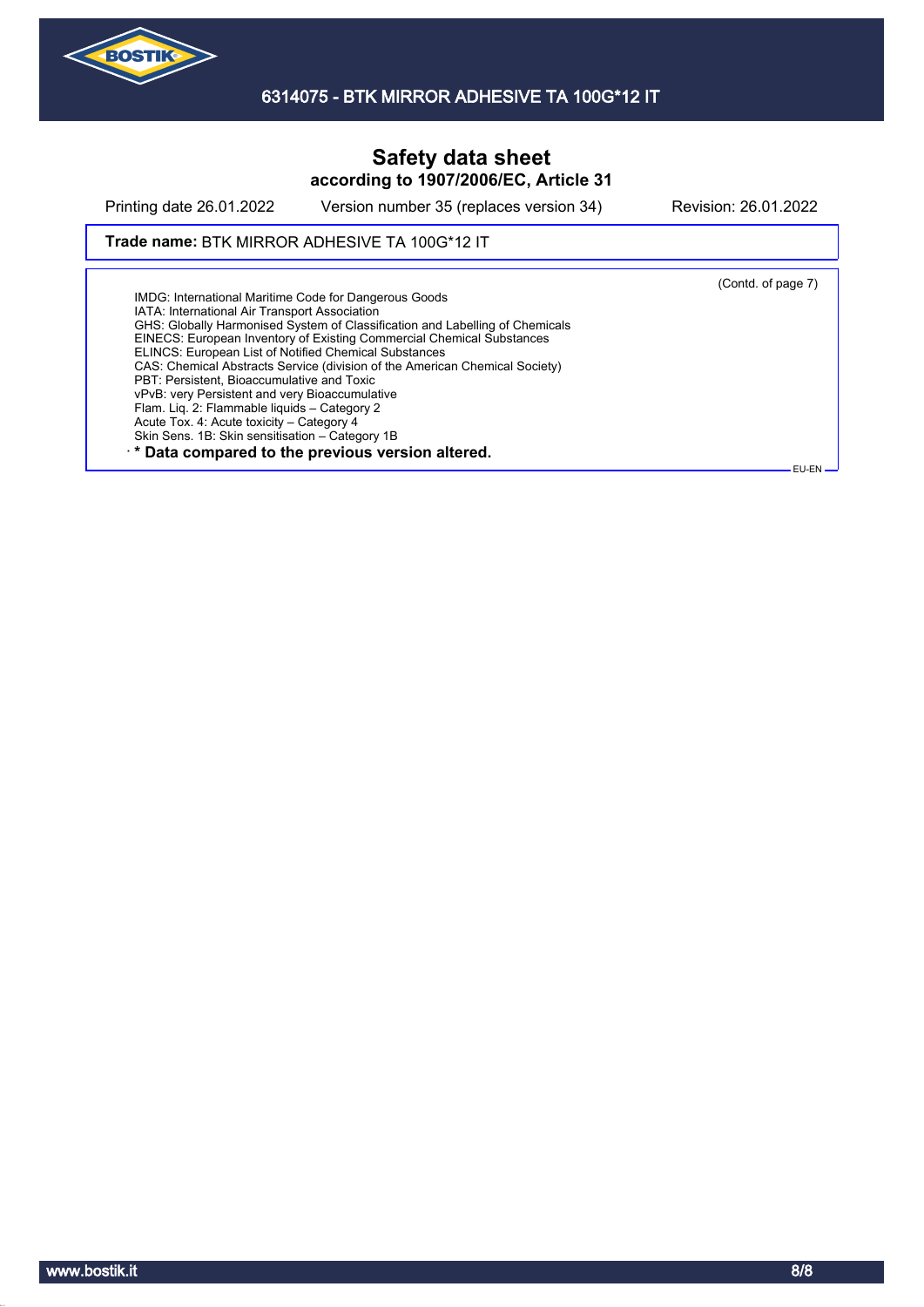(Contd. of page 7)

IMDG: International Maritime Code for Dangerous Goods
IATA: International Air Transport Association
GHS: Globally Harmonised System of Classification and Labelling of Chemicals
EINECS: European Inventory of Existing Commercial Chemical Substances
ELINCS: European List of Notified Chemical Substances
CAS: Chemical Abstracts Service (division of the American Chemical Society)
PBT: Persistent, Bioaccumulative and Toxic
vPvB: very Persistent and very Bioaccumulative
Flam. Liq. 2: Flammable liquids – Category 2
Acute Tox. 4: Acute toxicity – Category 4
Skin Sens. 1B: Skin sensitisation – Category 1B

· **\* Data compared to the previous version altered.**

EU-EN